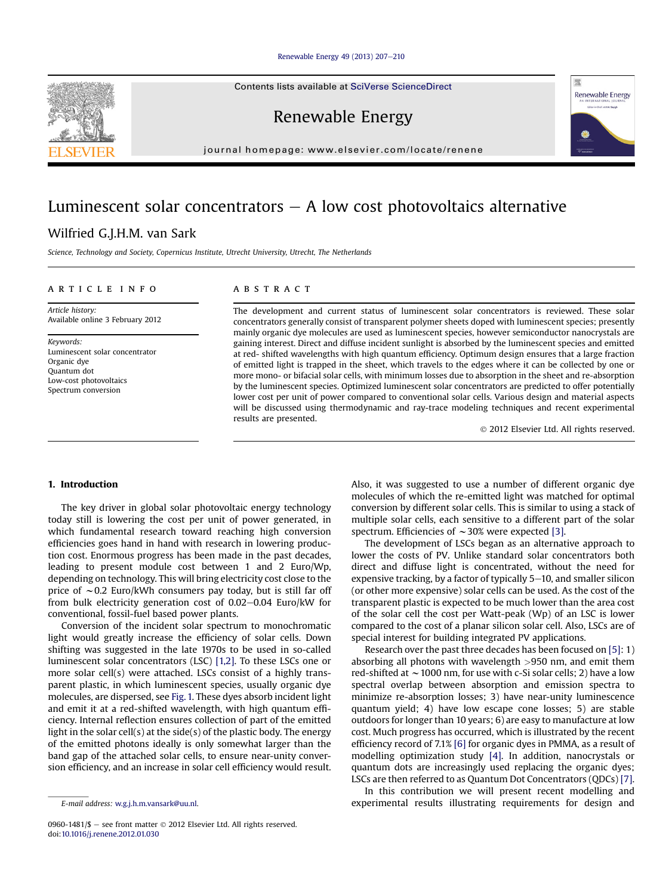# Luminescent solar concentrators – A low cost photovoltaics alternative

Wilfried G.J.H.M. van Sark

*Science, Technology and Society, Copernicus Institute, Utrecht University, Utrecht, The Netherlands*

## ARTICLE INFO

*Article history:*
Available online 3 February 2012

*Keywords:*
Luminescent solar concentrator
Organic dye
Quantum dot
Low-cost photovoltaics
Spectrum conversion

## ABSTRACT

The development and current status of luminescent solar concentrators is reviewed. These solar concentrators generally consist of transparent polymer sheets doped with luminescent species; presently mainly organic dye molecules are used as luminescent species, however semiconductor nanocrystals are gaining interest. Direct and diffuse incident sunlight is absorbed by the luminescent species and emitted at red- shifted wavelengths with high quantum efficiency. Optimum design ensures that a large fraction of emitted light is trapped in the sheet, which travels to the edges where it can be collected by one or more mono- or bifacial solar cells, with minimum losses due to absorption in the sheet and re-absorption by the luminescent species. Optimized luminescent solar concentrators are predicted to offer potentially lower cost per unit of power compared to conventional solar cells. Various design and material aspects will be discussed using thermodynamic and ray-trace modeling techniques and recent experimental results are presented.

© 2012 Elsevier Ltd. All rights reserved.

## 1. Introduction

The key driver in global solar photovoltaic energy technology today still is lowering the cost per unit of power generated, in which fundamental research toward reaching high conversion efficiencies goes hand in hand with research in lowering production cost. Enormous progress has been made in the past decades, leading to present module cost between 1 and 2 Euro/Wp, depending on technology. This will bring electricity cost close to the price of ~0.2 Euro/kWh consumers pay today, but is still far off from bulk electricity generation cost of 0.02–0.04 Euro/kW for conventional, fossil-fuel based power plants.

Conversion of the incident solar spectrum to monochromatic light would greatly increase the efficiency of solar cells. Down shifting was suggested in the late 1970s to be used in so-called luminescent solar concentrators (LSC) [1,2]. To these LSCs one or more solar cell(s) were attached. LSCs consist of a highly transparent plastic, in which luminescent species, usually organic dye molecules, are dispersed, see Fig. 1. These dyes absorb incident light and emit it at a red-shifted wavelength, with high quantum efficiency. Internal reflection ensures collection of part of the emitted light in the solar cell(s) at the side(s) of the plastic body. The energy of the emitted photons ideally is only somewhat larger than the band gap of the attached solar cells, to ensure near-unity conversion efficiency, and an increase in solar cell efficiency would result. Also, it was suggested to use a number of different organic dye molecules of which the re-emitted light was matched for optimal conversion by different solar cells. This is similar to using a stack of multiple solar cells, each sensitive to a different part of the solar spectrum. Efficiencies of ~30% were expected [3].

The development of LSCs began as an alternative approach to lower the costs of PV. Unlike standard solar concentrators both direct and diffuse light is concentrated, without the need for expensive tracking, by a factor of typically 5–10, and smaller silicon (or other more expensive) solar cells can be used. As the cost of the transparent plastic is expected to be much lower than the area cost of the solar cell the cost per Watt-peak (Wp) of an LSC is lower compared to the cost of a planar silicon solar cell. Also, LSCs are of special interest for building integrated PV applications.

Research over the past three decades has been focused on [5]: 1) absorbing all photons with wavelength >950 nm, and emit them red-shifted at ~1000 nm, for use with c-Si solar cells; 2) have a low spectral overlap between absorption and emission spectra to minimize re-absorption losses; 3) have near-unity luminescence quantum yield; 4) have low escape cone losses; 5) are stable outdoors for longer than 10 years; 6) are easy to manufacture at low cost. Much progress has occurred, which is illustrated by the recent efficiency record of 7.1% [6] for organic dyes in PMMA, as a result of modelling optimization study [4]. In addition, nanocrystals or quantum dots are increasingly used replacing the organic dyes; LSCs are then referred to as Quantum Dot Concentrators (QDCs) [7].

In this contribution we will present recent modelling and experimental results illustrating requirements for design and

E-mail address: w.g.j.h.m.vansark@uu.nl.

0960-1481/$ – see front matter © 2012 Elsevier Ltd. All rights reserved.
doi:10.1016/j.renene.2012.01.030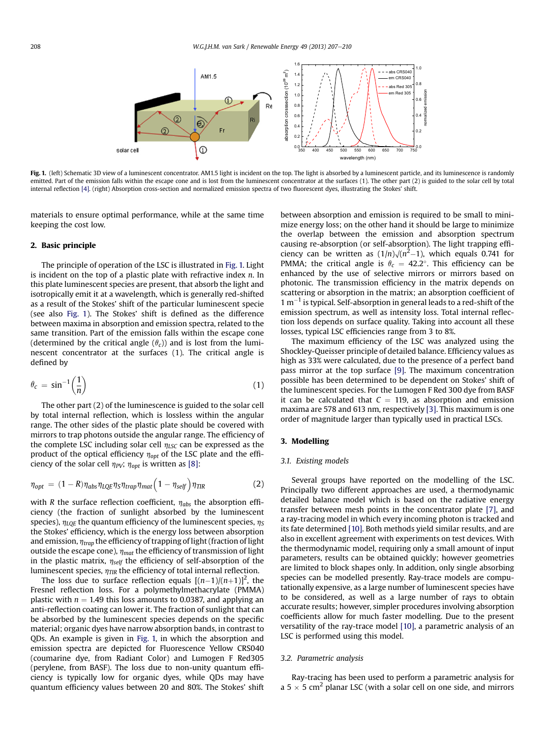Fig. 1. (left) Schematic 3D view of a luminescent concentrator. AM1.5 light is incident on the top. The light is absorbed by a luminescent particle, and its luminescence is randomly emitted. Part of the emission falls within the escape cone and is lost from the luminescent concentrator at the surfaces (1). The other part (2) is guided to the solar cell by total internal reflection [4]. (right) Absorption cross-section and normalized emission spectra of two fluorescent dyes, illustrating the Stokes' shift.

materials to ensure optimal performance, while at the same time keeping the cost low.

## 2. Basic principle

The principle of operation of the LSC is illustrated in Fig. 1. Light is incident on the top of a plastic plate with refractive index $n$. In this plate luminescent species are present, that absorb the light and isotropically emit it at a wavelength, which is generally red-shifted as a result of the Stokes' shift of the particular luminescent specie (see also Fig. 1). The Stokes' shift is defined as the difference between maxima in absorption and emission spectra, related to the same transition. Part of the emission falls within the escape cone (determined by the critical angle ($\theta_c$)) and is lost from the luminescent concentrator at the surfaces (1). The critical angle is defined by

$$\theta_c = \sin^{-1}\left(\frac{1}{n}\right) \tag{1}$$

The other part (2) of the luminescence is guided to the solar cell by total internal reflection, which is lossless within the angular range. The other sides of the plastic plate should be covered with mirrors to trap photons outside the angular range. The efficiency of the complete LSC including solar cell $\eta_{LSC}$ can be expressed as the product of the optical efficiency $\eta_{opt}$ of the LSC plate and the efficiency of the solar cell $\eta_{PV}$; $\eta_{opt}$ is written as [8]:

$$\eta_{opt} = (1-R)\eta_{abs}\eta_{LQE}\eta_S\eta_{trap}\eta_{mat}\left(1-\eta_{self}\right)\eta_{TIR} \tag{2}$$

with $R$ the surface reflection coefficient, $\eta_{abs}$ the absorption efficiency (the fraction of sunlight absorbed by the luminescent species), $\eta_{LQE}$ the quantum efficiency of the luminescent species, $\eta_S$ the Stokes' efficiency, which is the energy loss between absorption and emission, $\eta_{trap}$ the efficiency of trapping of light (fraction of light outside the escape cone), $\eta_{mat}$ the efficiency of transmission of light in the plastic matrix, $\eta_{self}$ the efficiency of self-absorption of the luminescent species, $\eta_{TIR}$ the efficiency of total internal reflection.

The loss due to surface reflection equals $[(n-1)/(n+1)]^2$, the Fresnel reflection loss. For a polymethylmethacrylate (PMMA) plastic with $n = 1.49$ this loss amounts to 0.0387, and applying an anti-reflection coating can lower it. The fraction of sunlight that can be absorbed by the luminescent species depends on the specific material; organic dyes have narrow absorption bands, in contrast to QDs. An example is given in Fig. 1, in which the absorption and emission spectra are depicted for Fluorescence Yellow CRS040 (coumarine dye, from Radiant Color) and Lumogen F Red305 (perylene, from BASF). The loss due to non-unity quantum efficiency is typically low for organic dyes, while QDs may have quantum efficiency values between 20 and 80%. The Stokes' shift between absorption and emission is required to be small to minimize energy loss; on the other hand it should be large to minimize the overlap between the emission and absorption spectrum causing re-absorption (or self-absorption). The light trapping efficiency can be written as $(1/n)\sqrt{(n^2-1)}$, which equals 0.741 for PMMA; the critical angle is $\theta_c = 42.2°$. This efficiency can be enhanced by the use of selective mirrors or mirrors based on photonic. The transmission efficiency in the matrix depends on scattering or absorption in the matrix; an absorption coefficient of $1\ \text{m}^{-1}$ is typical. Self-absorption in general leads to a red-shift of the emission spectrum, as well as intensity loss. Total internal reflection loss depends on surface quality. Taking into account all these losses, typical LSC efficiencies range from 3 to 8%.

The maximum efficiency of the LSC was analyzed using the Shockley-Queisser principle of detailed balance. Efficiency values as high as 33% were calculated, due to the presence of a perfect band pass mirror at the top surface [9]. The maximum concentration possible has been determined to be dependent on Stokes' shift of the luminescent species. For the Lumogen F Red 300 dye from BASF it can be calculated that $C = 119$, as absorption and emission maxima are 578 and 613 nm, respectively [3]. This maximum is one order of magnitude larger than typically used in practical LSCs.

## 3. Modelling

### 3.1. Existing models

Several groups have reported on the modelling of the LSC. Principally two different approaches are used, a thermodynamic detailed balance model which is based on the radiative energy transfer between mesh points in the concentrator plate [7], and a ray-tracing model in which every incoming photon is tracked and its fate determined [10]. Both methods yield similar results, and are also in excellent agreement with experiments on test devices. With the thermodynamic model, requiring only a small amount of input parameters, results can be obtained quickly; however geometries are limited to block shapes only. In addition, only single absorbing species can be modelled presently. Ray-trace models are computationally expensive, as a large number of luminescent species have to be considered, as well as a large number of rays to obtain accurate results; however, simpler procedures involving absorption coefficients allow for much faster modelling. Due to the present versatility of the ray-trace model [10], a parametric analysis of an LSC is performed using this model.

### 3.2. Parametric analysis

Ray-tracing has been used to perform a parametric analysis for a 5 × 5 cm$^2$ planar LSC (with a solar cell on one side, and mirrors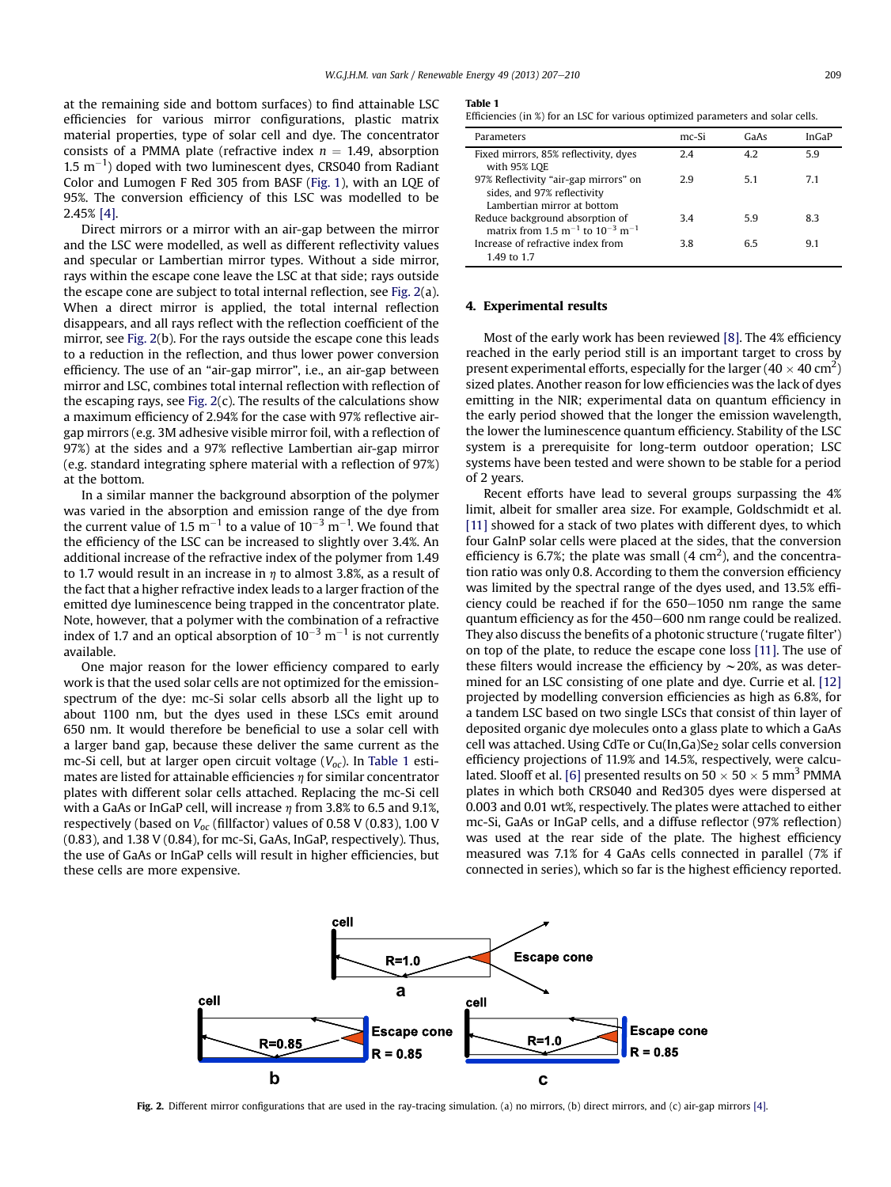at the remaining side and bottom surfaces) to find attainable LSC efficiencies for various mirror configurations, plastic matrix material properties, type of solar cell and dye. The concentrator consists of a PMMA plate (refractive index $n = 1.49$, absorption 1.5 $m^{-1}$) doped with two luminescent dyes, CRS040 from Radiant Color and Lumogen F Red 305 from BASF (Fig. 1), with an LQE of 95%. The conversion efficiency of this LSC was modelled to be 2.45% [4].

Direct mirrors or a mirror with an air-gap between the mirror and the LSC were modelled, as well as different reflectivity values and specular or Lambertian mirror types. Without a side mirror, rays within the escape cone leave the LSC at that side; rays outside the escape cone are subject to total internal reflection, see Fig. 2(a). When a direct mirror is applied, the total internal reflection disappears, and all rays reflect with the reflection coefficient of the mirror, see Fig. 2(b). For the rays outside the escape cone this leads to a reduction in the reflection, and thus lower power conversion efficiency. The use of an "air-gap mirror", i.e., an air-gap between mirror and LSC, combines total internal reflection with reflection of the escaping rays, see Fig. 2(c). The results of the calculations show a maximum efficiency of 2.94% for the case with 97% reflective air-gap mirrors (e.g. 3M adhesive visible mirror foil, with a reflection of 97%) at the sides and a 97% reflective Lambertian air-gap mirror (e.g. standard integrating sphere material with a reflection of 97%) at the bottom.

In a similar manner the background absorption of the polymer was varied in the absorption and emission range of the dye from the current value of 1.5 $m^{-1}$ to a value of $10^{-3}$ $m^{-1}$. We found that the efficiency of the LSC can be increased to slightly over 3.4%. An additional increase of the refractive index of the polymer from 1.49 to 1.7 would result in an increase in $\eta$ to almost 3.8%, as a result of the fact that a higher refractive index leads to a larger fraction of the emitted dye luminescence being trapped in the concentrator plate. Note, however, that a polymer with the combination of a refractive index of 1.7 and an optical absorption of $10^{-3}$ $m^{-1}$ is not currently available.

One major reason for the lower efficiency compared to early work is that the used solar cells are not optimized for the emission-spectrum of the dye: mc-Si solar cells absorb all the light up to about 1100 nm, but the dyes used in these LSCs emit around 650 nm. It would therefore be beneficial to use a solar cell with a larger band gap, because these deliver the same current as the mc-Si cell, but at larger open circuit voltage ($V_{oc}$). In Table 1 estimates are listed for attainable efficiencies $\eta$ for similar concentrator plates with different solar cells attached. Replacing the mc-Si cell with a GaAs or InGaP cell, will increase $\eta$ from 3.8% to 6.5 and 9.1%, respectively (based on $V_{oc}$ (fillfactor) values of 0.58 V (0.83), 1.00 V (0.83), and 1.38 V (0.84), for mc-Si, GaAs, InGaP, respectively). Thus, the use of GaAs or InGaP cells will result in higher efficiencies, but these cells are more expensive.

**Table 1**
Efficiencies (in %) for an LSC for various optimized parameters and solar cells.

| Parameters | mc-Si | GaAs | InGaP |
|---|---|---|---|
| Fixed mirrors, 85% reflectivity, dyes with 95% LQE | 2.4 | 4.2 | 5.9 |
| 97% Reflectivity "air-gap mirrors" on sides, and 97% reflectivity Lambertian mirror at bottom | 2.9 | 5.1 | 7.1 |
| Reduce background absorption of matrix from 1.5 $m^{-1}$ to $10^{-3}$ $m^{-1}$ | 3.4 | 5.9 | 8.3 |
| Increase of refractive index from 1.49 to 1.7 | 3.8 | 6.5 | 9.1 |

## 4. Experimental results

Most of the early work has been reviewed [8]. The 4% efficiency reached in the early period still is an important target to cross by present experimental efforts, especially for the larger (40 × 40 $cm^2$) sized plates. Another reason for low efficiencies was the lack of dyes emitting in the NIR; experimental data on quantum efficiency in the early period showed that the longer the emission wavelength, the lower the luminescence quantum efficiency. Stability of the LSC system is a prerequisite for long-term outdoor operation; LSC systems have been tested and were shown to be stable for a period of 2 years.

Recent efforts have lead to several groups surpassing the 4% limit, albeit for smaller area size. For example, Goldschmidt et al. [11] showed for a stack of two plates with different dyes, to which four GaInP solar cells were placed at the sides, that the conversion efficiency is 6.7%; the plate was small (4 $cm^2$), and the concentration ratio was only 0.8. According to them the conversion efficiency was limited by the spectral range of the dyes used, and 13.5% efficiency could be reached if for the 650–1050 nm range the same quantum efficiency as for the 450–600 nm range could be realized. They also discuss the benefits of a photonic structure ('rugate filter') on top of the plate, to reduce the escape cone loss [11]. The use of these filters would increase the efficiency by ∼20%, as was determined for an LSC consisting of one plate and dye. Currie et al. [12] projected by modelling conversion efficiencies as high as 6.8%, for a tandem LSC based on two single LSCs that consist of thin layer of deposited organic dye molecules onto a glass plate to which a GaAs cell was attached. Using CdTe or $Cu(In,Ga)Se_2$ solar cells conversion efficiency projections of 11.9% and 14.5%, respectively, were calculated. Slooff et al. [6] presented results on 50 × 50 × 5 $mm^3$ PMMA plates in which both CRS040 and Red305 dyes were dispersed at 0.003 and 0.01 wt%, respectively. The plates were attached to either mc-Si, GaAs or InGaP cells, and a diffuse reflector (97% reflection) was used at the rear side of the plate. The highest efficiency measured was 7.1% for 4 GaAs cells connected in parallel (7% if connected in series), which so far is the highest efficiency reported.

**Fig. 2.** Different mirror configurations that are used in the ray-tracing simulation. (a) no mirrors, (b) direct mirrors, and (c) air-gap mirrors [4].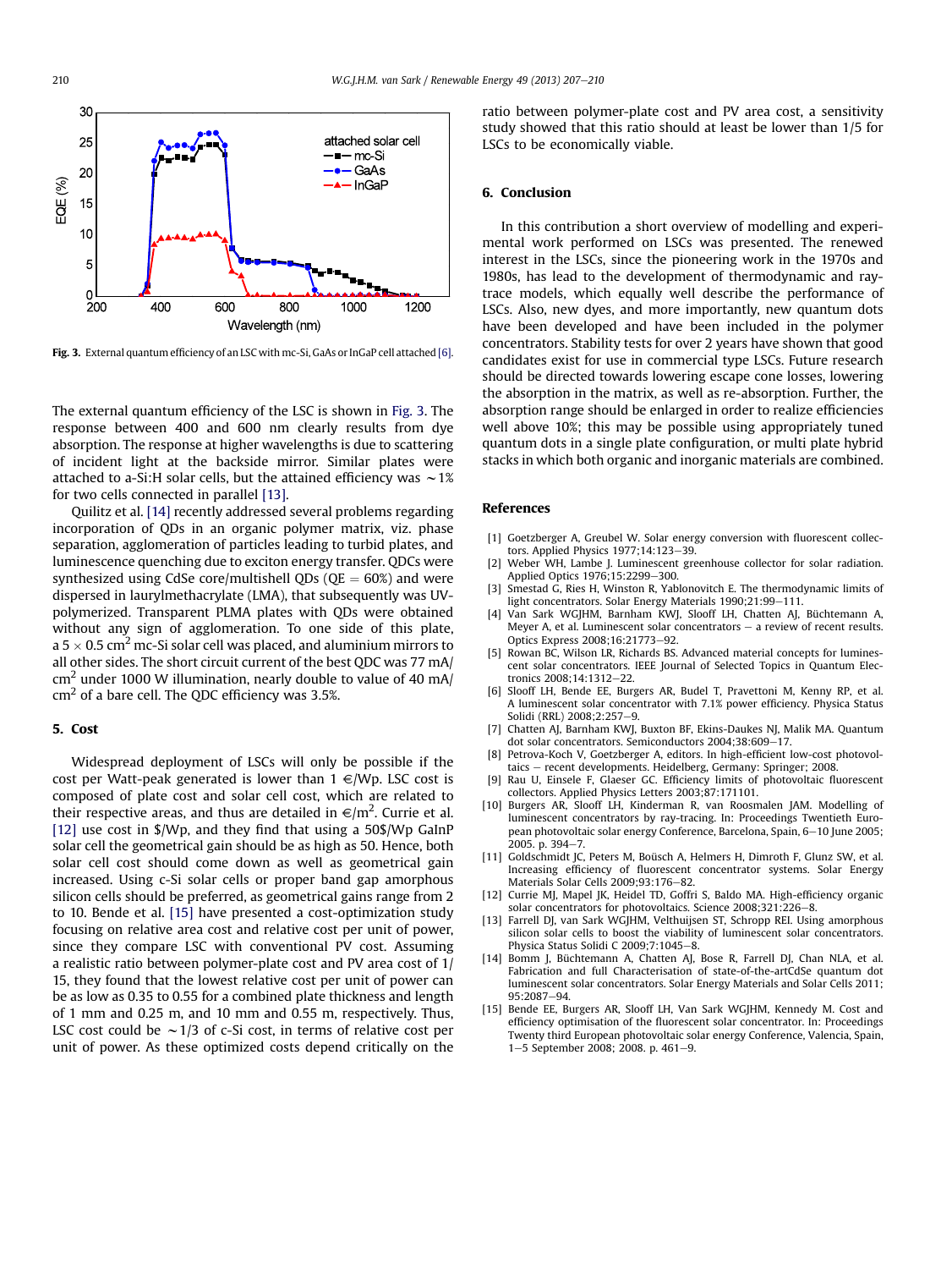30
25
20
15
10
5
0
EQE (%)
200
400
600
800
1000
1200
Wavelength (nm)
attached solar cell
mc-Si
GaAs
InGaP

**Fig. 3.** External quantum efficiency of an LSC with mc-Si, GaAs or InGaP cell attached [6].

The external quantum efficiency of the LSC is shown in Fig. 3. The response between 400 and 600 nm clearly results from dye absorption. The response at higher wavelengths is due to scattering of incident light at the backside mirror. Similar plates were attached to a-Si:H solar cells, but the attained efficiency was $\sim$1% for two cells connected in parallel [13].

Quilitz et al. [14] recently addressed several problems regarding incorporation of QDs in an organic polymer matrix, viz. phase separation, agglomeration of particles leading to turbid plates, and luminescence quenching due to exciton energy transfer. QDCs were synthesized using CdSe core/multishell QDs (QE = 60%) and were dispersed in laurylmethacrylate (LMA), that subsequently was UV-polymerized. Transparent PLMA plates with QDs were obtained without any sign of agglomeration. To one side of this plate, a $5 \times 0.5$ cm$^2$ mc-Si solar cell was placed, and aluminium mirrors to all other sides. The short circuit current of the best QDC was 77 mA/cm$^2$ under 1000 W illumination, nearly double to value of 40 mA/cm$^2$ of a bare cell. The QDC efficiency was 3.5%.

## 5. Cost

Widespread deployment of LSCs will only be possible if the cost per Watt-peak generated is lower than 1 €/Wp. LSC cost is composed of plate cost and solar cell cost, which are related to their respective areas, and thus are detailed in €/m$^2$. Currie et al. [12] use cost in \$/Wp, and they find that using a 50\$/Wp GaInP solar cell the geometrical gain should be as high as 50. Hence, both solar cell cost should come down as well as geometrical gain increased. Using c-Si solar cells or proper band gap amorphous silicon cells should be preferred, as geometrical gains range from 2 to 10. Bende et al. [15] have presented a cost-optimization study focusing on relative area cost and relative cost per unit of power, since they compare LSC with conventional PV cost. Assuming a realistic ratio between polymer-plate cost and PV area cost of 1/15, they found that the lowest relative cost per unit of power can be as low as 0.35 to 0.55 for a combined plate thickness and length of 1 mm and 0.25 m, and 10 mm and 0.55 m, respectively. Thus, LSC cost could be $\sim$1/3 of c-Si cost, in terms of relative cost per unit of power. As these optimized costs depend critically on the ratio between polymer-plate cost and PV area cost, a sensitivity study showed that this ratio should at least be lower than 1/5 for LSCs to be economically viable.

## 6. Conclusion

In this contribution a short overview of modelling and experimental work performed on LSCs was presented. The renewed interest in the LSCs, since the pioneering work in the 1970s and 1980s, has lead to the development of thermodynamic and ray-trace models, which equally well describe the performance of LSCs. Also, new dyes, and more importantly, new quantum dots have been developed and have been included in the polymer concentrators. Stability tests for over 2 years have shown that good candidates exist for use in commercial type LSCs. Future research should be directed towards lowering escape cone losses, lowering the absorption in the matrix, as well as re-absorption. Further, the absorption range should be enlarged in order to realize efficiencies well above 10%; this may be possible using appropriately tuned quantum dots in a single plate configuration, or multi plate hybrid stacks in which both organic and inorganic materials are combined.

## References

[1] Goetzberger A, Greubel W. Solar energy conversion with fluorescent collectors. Applied Physics 1977;14:123–39.

[2] Weber WH, Lambe J. Luminescent greenhouse collector for solar radiation. Applied Optics 1976;15:2299–300.

[3] Smestad G, Ries H, Winston R, Yablonovitch E. The thermodynamic limits of light concentrators. Solar Energy Materials 1990;21:99–111.

[4] Van Sark WGJHM, Barnham KWJ, Slooff LH, Chatten AJ, Büchtemann A, Meyer A, et al. Luminescent solar concentrators – a review of recent results. Optics Express 2008;16:21773–92.

[5] Rowan BC, Wilson LR, Richards BS. Advanced material concepts for luminescent solar concentrators. IEEE Journal of Selected Topics in Quantum Electronics 2008;14:1312–22.

[6] Slooff LH, Bende EE, Burgers AR, Budel T, Pravettoni M, Kenny RP, et al. A luminescent solar concentrator with 7.1% power efficiency. Physica Status Solidi (RRL) 2008;2:257–9.

[7] Chatten AJ, Barnham KWJ, Buxton BF, Ekins-Daukes NJ, Malik MA. Quantum dot solar concentrators. Semiconductors 2004;38:609–17.

[8] Petrova-Koch V, Goetzberger A, editors. In high-efficient low-cost photovoltaics – recent developments. Heidelberg, Germany: Springer; 2008.

[9] Rau U, Einsele F, Glaeser GC. Efficiency limits of photovoltaic fluorescent collectors. Applied Physics Letters 2003;87:171101.

[10] Burgers AR, Slooff LH, Kinderman R, van Roosmalen JAM. Modelling of luminescent concentrators by ray-tracing. In: Proceedings Twentieth European photovoltaic solar energy Conference, Barcelona, Spain, 6–10 June 2005; 2005. p. 394–7.

[11] Goldschmidt JC, Peters M, Boüsch A, Helmers H, Dimroth F, Glunz SW, et al. Increasing efficiency of fluorescent concentrator systems. Solar Energy Materials Solar Cells 2009;93:176–82.

[12] Currie MJ, Mapel JK, Heidel TD, Goffri S, Baldo MA. High-efficiency organic solar concentrators for photovoltaics. Science 2008;321:226–8.

[13] Farrell DJ, van Sark WGJHM, Velthuijsen ST, Schropp REI. Using amorphous silicon solar cells to boost the viability of luminescent solar concentrators. Physica Status Solidi C 2009;7:1045–8.

[14] Bomm J, Büchtemann A, Chatten AJ, Bose R, Farrell DJ, Chan NLA, et al. Fabrication and full Characterisation of state-of-the-artCdSe quantum dot luminescent solar concentrators. Solar Energy Materials and Solar Cells 2011; 95:2087–94.

[15] Bende EE, Burgers AR, Slooff LH, Van Sark WGJHM, Kennedy M. Cost and efficiency optimisation of the fluorescent solar concentrator. In: Proceedings Twenty third European photovoltaic solar energy Conference, Valencia, Spain, 1–5 September 2008; 2008. p. 461–9.